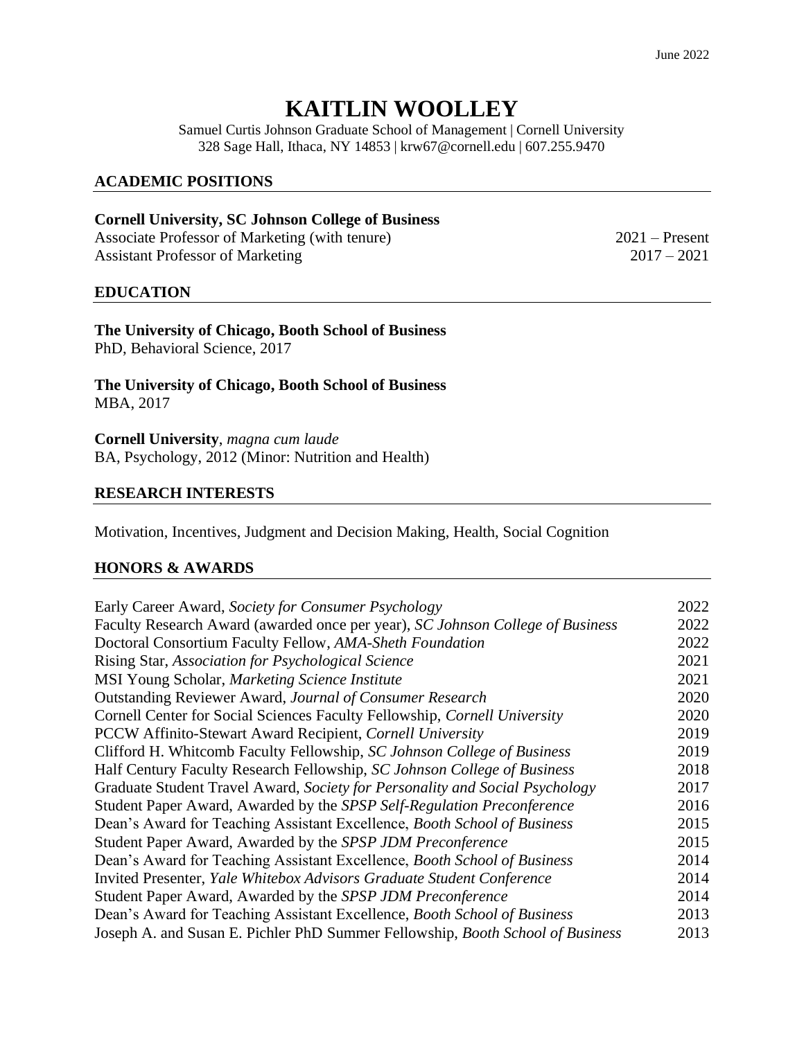June 2022

# KAITLIN WOOLLEY

Samuel Curtis Johnson Graduate School of Management | Cornell University
328 Sage Hall, Ithaca, NY 14853 | krw67@cornell.edu | 607.255.9470

## ACADEMIC POSITIONS

**Cornell University, SC Johnson College of Business**
Associate Professor of Marketing (with tenure) — 2021 – Present
Assistant Professor of Marketing — 2017 – 2021

## EDUCATION

**The University of Chicago, Booth School of Business**
PhD, Behavioral Science, 2017

**The University of Chicago, Booth School of Business**
MBA, 2017

**Cornell University**, *magna cum laude*
BA, Psychology, 2012 (Minor: Nutrition and Health)

## RESEARCH INTERESTS

Motivation, Incentives, Judgment and Decision Making, Health, Social Cognition

## HONORS & AWARDS

| Award | Year |
|---|---|
| Early Career Award, *Society for Consumer Psychology* | 2022 |
| Faculty Research Award (awarded once per year), *SC Johnson College of Business* | 2022 |
| Doctoral Consortium Faculty Fellow, *AMA-Sheth Foundation* | 2022 |
| Rising Star, *Association for Psychological Science* | 2021 |
| MSI Young Scholar, *Marketing Science Institute* | 2021 |
| Outstanding Reviewer Award, *Journal of Consumer Research* | 2020 |
| Cornell Center for Social Sciences Faculty Fellowship, *Cornell University* | 2020 |
| PCCW Affinito-Stewart Award Recipient, *Cornell University* | 2019 |
| Clifford H. Whitcomb Faculty Fellowship, *SC Johnson College of Business* | 2019 |
| Half Century Faculty Research Fellowship, *SC Johnson College of Business* | 2018 |
| Graduate Student Travel Award, *Society for Personality and Social Psychology* | 2017 |
| Student Paper Award, Awarded by the *SPSP Self-Regulation Preconference* | 2016 |
| Dean's Award for Teaching Assistant Excellence, *Booth School of Business* | 2015 |
| Student Paper Award, Awarded by the *SPSP JDM Preconference* | 2015 |
| Dean's Award for Teaching Assistant Excellence, *Booth School of Business* | 2014 |
| Invited Presenter, *Yale Whitebox Advisors Graduate Student Conference* | 2014 |
| Student Paper Award, Awarded by the *SPSP JDM Preconference* | 2014 |
| Dean's Award for Teaching Assistant Excellence, *Booth School of Business* | 2013 |
| Joseph A. and Susan E. Pichler PhD Summer Fellowship, *Booth School of Business* | 2013 |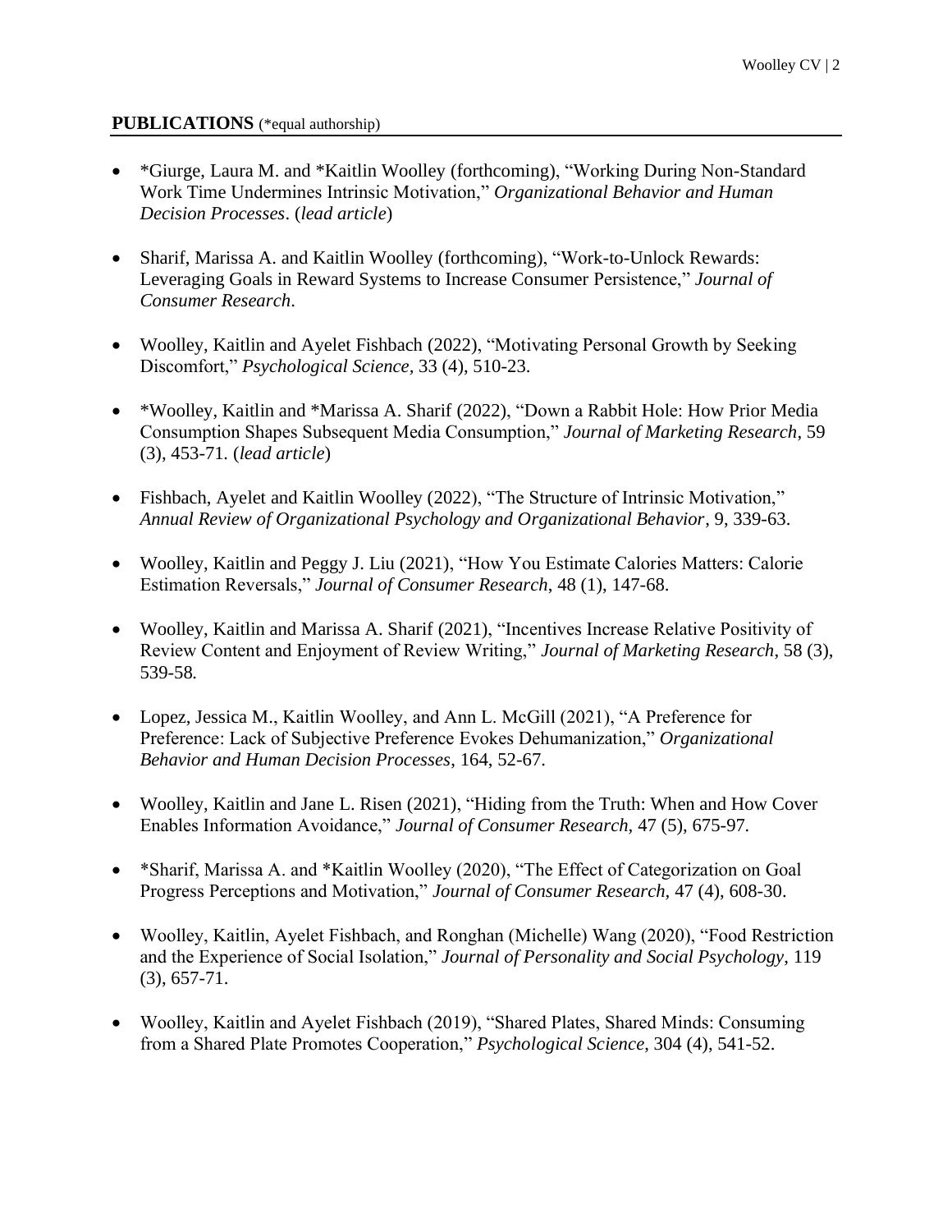## PUBLICATIONS (*equal authorship)

- *Giurge, Laura M. and *Kaitlin Woolley (forthcoming), "Working During Non-Standard Work Time Undermines Intrinsic Motivation," *Organizational Behavior and Human Decision Processes*. (*lead article*)

- Sharif, Marissa A. and Kaitlin Woolley (forthcoming), "Work-to-Unlock Rewards: Leveraging Goals in Reward Systems to Increase Consumer Persistence," *Journal of Consumer Research*.

- Woolley, Kaitlin and Ayelet Fishbach (2022), "Motivating Personal Growth by Seeking Discomfort," *Psychological Science,* 33 (4), 510-23.

- *Woolley, Kaitlin and *Marissa A. Sharif (2022), "Down a Rabbit Hole: How Prior Media Consumption Shapes Subsequent Media Consumption," *Journal of Marketing Research*, 59 (3), 453-71. (*lead article*)

- Fishbach, Ayelet and Kaitlin Woolley (2022), "The Structure of Intrinsic Motivation," *Annual Review of Organizational Psychology and Organizational Behavior*, 9, 339-63.

- Woolley, Kaitlin and Peggy J. Liu (2021), "How You Estimate Calories Matters: Calorie Estimation Reversals," *Journal of Consumer Research*, 48 (1), 147-68.

- Woolley, Kaitlin and Marissa A. Sharif (2021), "Incentives Increase Relative Positivity of Review Content and Enjoyment of Review Writing," *Journal of Marketing Research*, 58 (3), 539-58.

- Lopez, Jessica M., Kaitlin Woolley, and Ann L. McGill (2021), "A Preference for Preference: Lack of Subjective Preference Evokes Dehumanization," *Organizational Behavior and Human Decision Processes*, 164, 52-67.

- Woolley, Kaitlin and Jane L. Risen (2021), "Hiding from the Truth: When and How Cover Enables Information Avoidance," *Journal of Consumer Research,* 47 (5), 675-97.

- *Sharif, Marissa A. and *Kaitlin Woolley (2020), "The Effect of Categorization on Goal Progress Perceptions and Motivation," *Journal of Consumer Research,* 47 (4), 608-30.

- Woolley, Kaitlin, Ayelet Fishbach, and Ronghan (Michelle) Wang (2020), "Food Restriction and the Experience of Social Isolation," *Journal of Personality and Social Psychology*, 119 (3), 657-71.

- Woolley, Kaitlin and Ayelet Fishbach (2019), "Shared Plates, Shared Minds: Consuming from a Shared Plate Promotes Cooperation," *Psychological Science*, 304 (4), 541-52.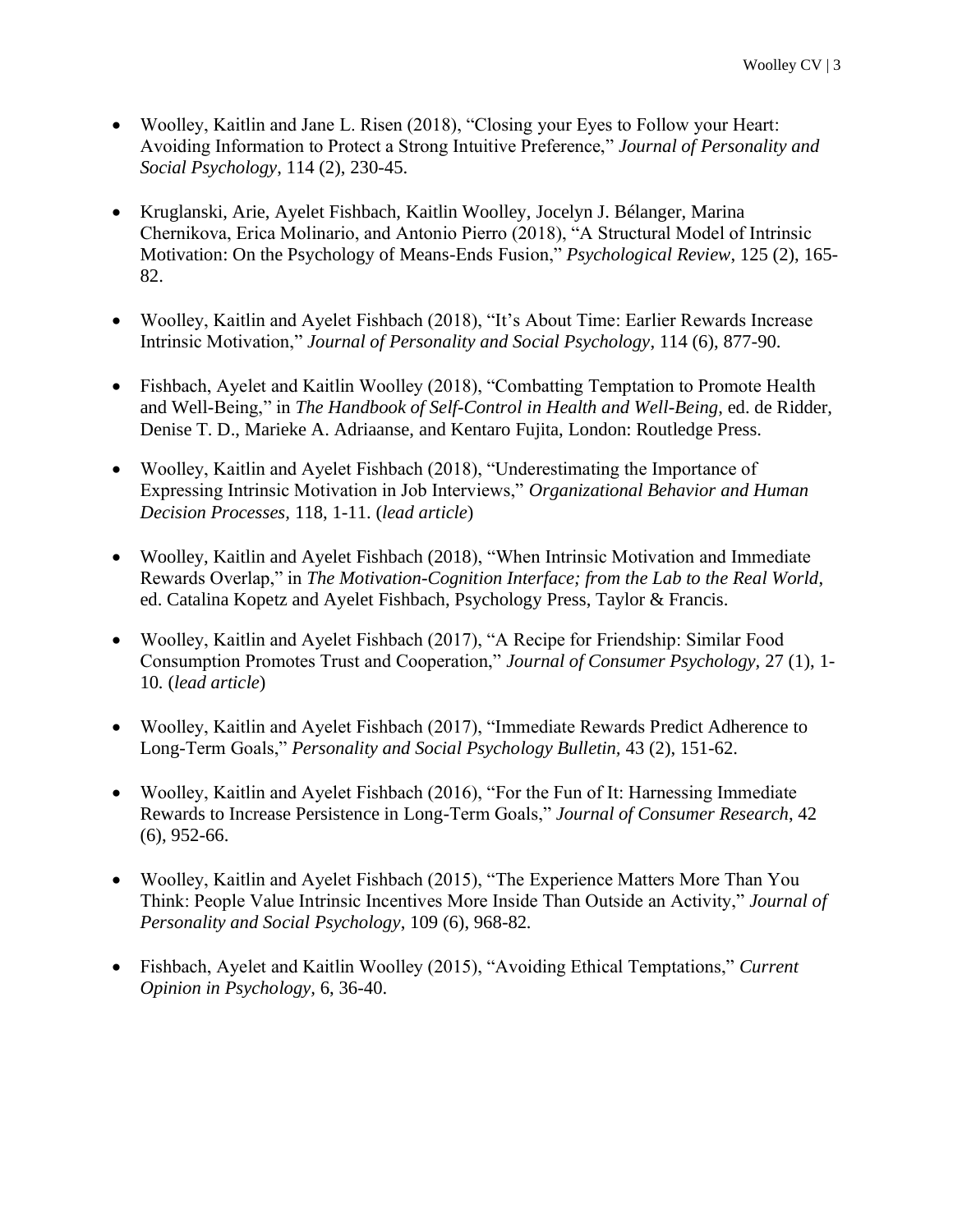- Woolley, Kaitlin and Jane L. Risen (2018), "Closing your Eyes to Follow your Heart: Avoiding Information to Protect a Strong Intuitive Preference," *Journal of Personality and Social Psychology*, 114 (2), 230-45.

- Kruglanski, Arie, Ayelet Fishbach, Kaitlin Woolley, Jocelyn J. Bélanger, Marina Chernikova, Erica Molinario, and Antonio Pierro (2018), "A Structural Model of Intrinsic Motivation: On the Psychology of Means-Ends Fusion," *Psychological Review*, 125 (2), 165-82.

- Woolley, Kaitlin and Ayelet Fishbach (2018), "It's About Time: Earlier Rewards Increase Intrinsic Motivation," *Journal of Personality and Social Psychology*, 114 (6), 877-90.

- Fishbach, Ayelet and Kaitlin Woolley (2018), "Combatting Temptation to Promote Health and Well-Being," in *The Handbook of Self-Control in Health and Well-Being*, ed. de Ridder, Denise T. D., Marieke A. Adriaanse, and Kentaro Fujita, London: Routledge Press.

- Woolley, Kaitlin and Ayelet Fishbach (2018), "Underestimating the Importance of Expressing Intrinsic Motivation in Job Interviews," *Organizational Behavior and Human Decision Processes*, 118, 1-11. (*lead article*)

- Woolley, Kaitlin and Ayelet Fishbach (2018), "When Intrinsic Motivation and Immediate Rewards Overlap," in *The Motivation-Cognition Interface; from the Lab to the Real World*, ed. Catalina Kopetz and Ayelet Fishbach, Psychology Press, Taylor & Francis.

- Woolley, Kaitlin and Ayelet Fishbach (2017), "A Recipe for Friendship: Similar Food Consumption Promotes Trust and Cooperation," *Journal of Consumer Psychology*, 27 (1), 1-10. (*lead article*)

- Woolley, Kaitlin and Ayelet Fishbach (2017), "Immediate Rewards Predict Adherence to Long-Term Goals," *Personality and Social Psychology Bulletin*, 43 (2), 151-62.

- Woolley, Kaitlin and Ayelet Fishbach (2016), "For the Fun of It: Harnessing Immediate Rewards to Increase Persistence in Long-Term Goals," *Journal of Consumer Research*, 42 (6), 952-66.

- Woolley, Kaitlin and Ayelet Fishbach (2015), "The Experience Matters More Than You Think: People Value Intrinsic Incentives More Inside Than Outside an Activity," *Journal of Personality and Social Psychology*, 109 (6), 968-82.

- Fishbach, Ayelet and Kaitlin Woolley (2015), "Avoiding Ethical Temptations," *Current Opinion in Psychology*, 6, 36-40.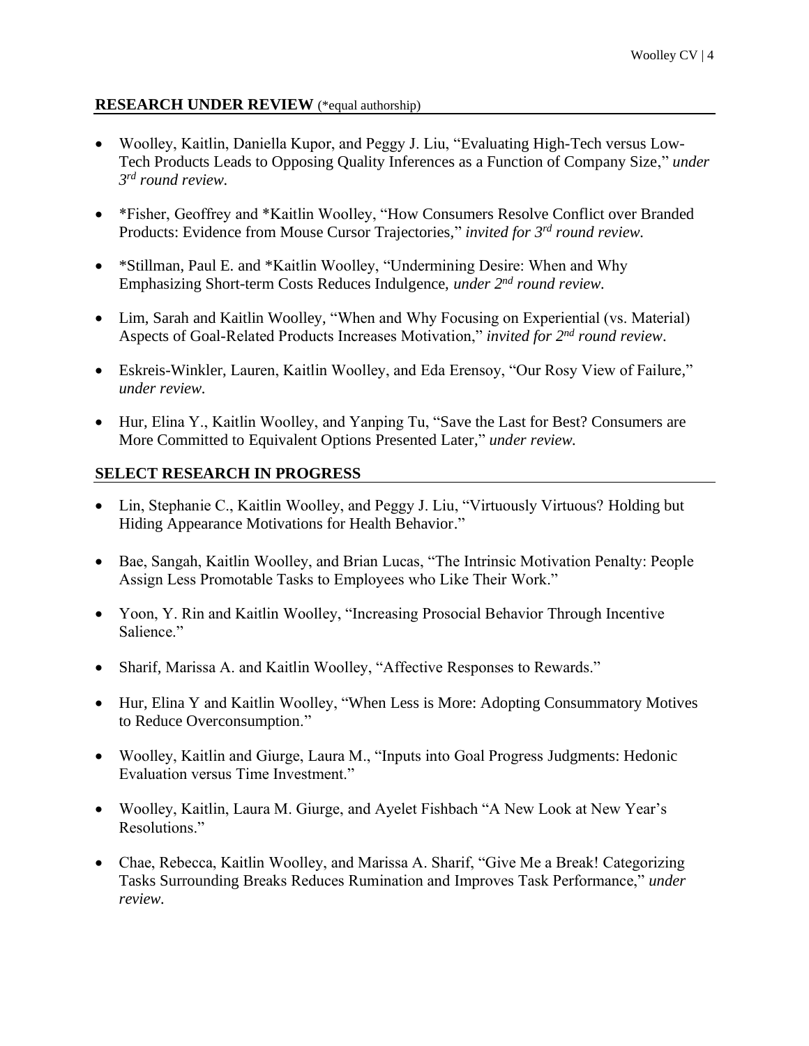## RESEARCH UNDER REVIEW (*equal authorship)

- Woolley, Kaitlin, Daniella Kupor, and Peggy J. Liu, "Evaluating High-Tech versus Low-Tech Products Leads to Opposing Quality Inferences as a Function of Company Size," *under 3rd round review.*

- *Fisher, Geoffrey and *Kaitlin Woolley, "How Consumers Resolve Conflict over Branded Products: Evidence from Mouse Cursor Trajectories," *invited for 3rd round review.*

- *Stillman, Paul E. and *Kaitlin Woolley, "Undermining Desire: When and Why Emphasizing Short-term Costs Reduces Indulgence, *under 2nd round review.*

- Lim, Sarah and Kaitlin Woolley, "When and Why Focusing on Experiential (vs. Material) Aspects of Goal-Related Products Increases Motivation," *invited for 2nd round review*.

- Eskreis-Winkler, Lauren, Kaitlin Woolley, and Eda Erensoy, "Our Rosy View of Failure," *under review.*

- Hur, Elina Y., Kaitlin Woolley, and Yanping Tu, "Save the Last for Best? Consumers are More Committed to Equivalent Options Presented Later," *under review.*

## SELECT RESEARCH IN PROGRESS

- Lin, Stephanie C., Kaitlin Woolley, and Peggy J. Liu, "Virtuously Virtuous? Holding but Hiding Appearance Motivations for Health Behavior."

- Bae, Sangah, Kaitlin Woolley, and Brian Lucas, "The Intrinsic Motivation Penalty: People Assign Less Promotable Tasks to Employees who Like Their Work."

- Yoon, Y. Rin and Kaitlin Woolley, "Increasing Prosocial Behavior Through Incentive Salience."

- Sharif, Marissa A. and Kaitlin Woolley, "Affective Responses to Rewards."

- Hur, Elina Y and Kaitlin Woolley, "When Less is More: Adopting Consummatory Motives to Reduce Overconsumption."

- Woolley, Kaitlin and Giurge, Laura M., "Inputs into Goal Progress Judgments: Hedonic Evaluation versus Time Investment."

- Woolley, Kaitlin, Laura M. Giurge, and Ayelet Fishbach "A New Look at New Year's Resolutions."

- Chae, Rebecca, Kaitlin Woolley, and Marissa A. Sharif, "Give Me a Break! Categorizing Tasks Surrounding Breaks Reduces Rumination and Improves Task Performance," *under review.*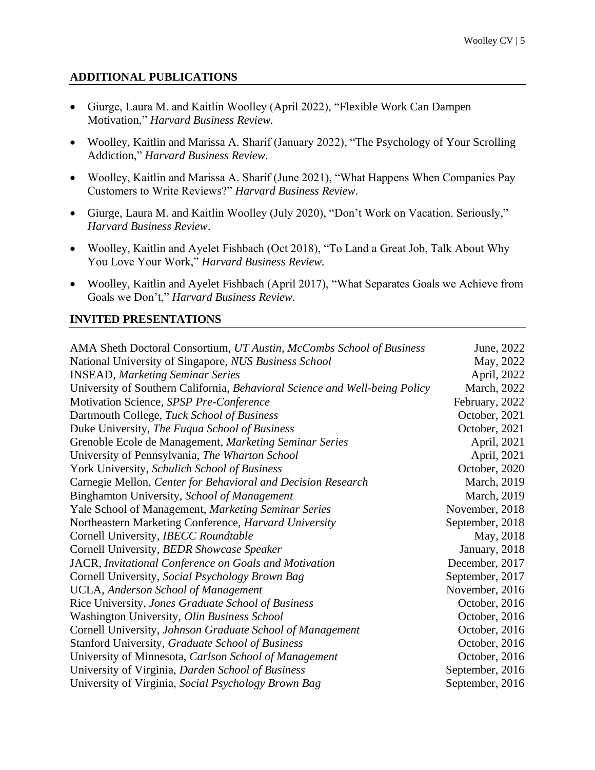## ADDITIONAL PUBLICATIONS

- Giurge, Laura M. and Kaitlin Woolley (April 2022), "Flexible Work Can Dampen Motivation," *Harvard Business Review.*
- Woolley, Kaitlin and Marissa A. Sharif (January 2022), "The Psychology of Your Scrolling Addiction," *Harvard Business Review.*
- Woolley, Kaitlin and Marissa A. Sharif (June 2021), "What Happens When Companies Pay Customers to Write Reviews?" *Harvard Business Review*.
- Giurge, Laura M. and Kaitlin Woolley (July 2020), "Don't Work on Vacation. Seriously," *Harvard Business Review*.
- Woolley, Kaitlin and Ayelet Fishbach (Oct 2018), "To Land a Great Job, Talk About Why You Love Your Work," *Harvard Business Review.*
- Woolley, Kaitlin and Ayelet Fishbach (April 2017), "What Separates Goals we Achieve from Goals we Don't," *Harvard Business Review.*

## INVITED PRESENTATIONS

| | |
|---|---|
| AMA Sheth Doctoral Consortium, *UT Austin, McCombs School of Business* | June, 2022 |
| National University of Singapore, *NUS Business School* | May, 2022 |
| INSEAD, *Marketing Seminar Series* | April, 2022 |
| University of Southern California, *Behavioral Science and Well-being Policy* | March, 2022 |
| Motivation Science, *SPSP Pre-Conference* | February, 2022 |
| Dartmouth College, *Tuck School of Business* | October, 2021 |
| Duke University, *The Fuqua School of Business* | October, 2021 |
| Grenoble Ecole de Management, *Marketing Seminar Series* | April, 2021 |
| University of Pennsylvania, *The Wharton School* | April, 2021 |
| York University, *Schulich School of Business* | October, 2020 |
| Carnegie Mellon, *Center for Behavioral and Decision Research* | March, 2019 |
| Binghamton University, *School of Management* | March, 2019 |
| Yale School of Management, *Marketing Seminar Series* | November, 2018 |
| Northeastern Marketing Conference, *Harvard University* | September, 2018 |
| Cornell University, *IBECC Roundtable* | May, 2018 |
| Cornell University, *BEDR Showcase Speaker* | January, 2018 |
| JACR, *Invitational Conference on Goals and Motivation* | December, 2017 |
| Cornell University, *Social Psychology Brown Bag* | September, 2017 |
| UCLA, *Anderson School of Management* | November, 2016 |
| Rice University, *Jones Graduate School of Business* | October, 2016 |
| Washington University, *Olin Business School* | October, 2016 |
| Cornell University, *Johnson Graduate School of Management* | October, 2016 |
| Stanford University, *Graduate School of Business* | October, 2016 |
| University of Minnesota, *Carlson School of Management* | October, 2016 |
| University of Virginia, *Darden School of Business* | September, 2016 |
| University of Virginia, *Social Psychology Brown Bag* | September, 2016 |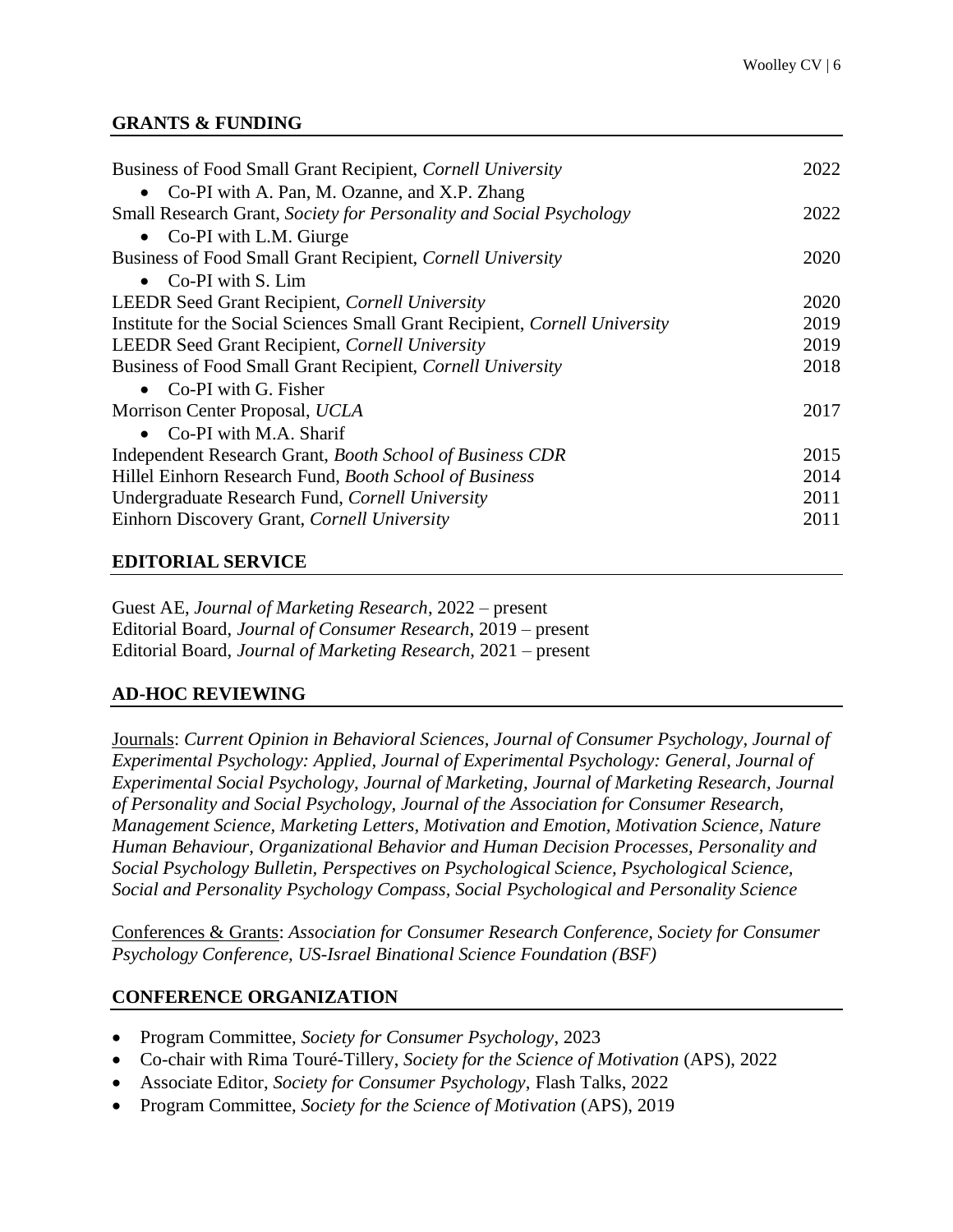## GRANTS & FUNDING

Business of Food Small Grant Recipient, *Cornell University* 2022
- Co-PI with A. Pan, M. Ozanne, and X.P. Zhang

Small Research Grant, *Society for Personality and Social Psychology* 2022
- Co-PI with L.M. Giurge

Business of Food Small Grant Recipient, *Cornell University* 2020
- Co-PI with S. Lim

LEEDR Seed Grant Recipient, *Cornell University* 2020
Institute for the Social Sciences Small Grant Recipient, *Cornell University* 2019
LEEDR Seed Grant Recipient, *Cornell University* 2019
Business of Food Small Grant Recipient, *Cornell University* 2018
- Co-PI with G. Fisher

Morrison Center Proposal, *UCLA* 2017
- Co-PI with M.A. Sharif

Independent Research Grant, *Booth School of Business CDR* 2015
Hillel Einhorn Research Fund, *Booth School of Business* 2014
Undergraduate Research Fund, *Cornell University* 2011
Einhorn Discovery Grant, *Cornell University* 2011

## EDITORIAL SERVICE

Guest AE, *Journal of Marketing Research*, 2022 – present
Editorial Board, *Journal of Consumer Research*, 2019 – present
Editorial Board, *Journal of Marketing Research*, 2021 – present

## AD-HOC REVIEWING

Journals: *Current Opinion in Behavioral Sciences, Journal of Consumer Psychology, Journal of Experimental Psychology: Applied, Journal of Experimental Psychology: General, Journal of Experimental Social Psychology, Journal of Marketing, Journal of Marketing Research, Journal of Personality and Social Psychology, Journal of the Association for Consumer Research, Management Science, Marketing Letters, Motivation and Emotion, Motivation Science, Nature Human Behaviour, Organizational Behavior and Human Decision Processes, Personality and Social Psychology Bulletin, Perspectives on Psychological Science, Psychological Science, Social and Personality Psychology Compass, Social Psychological and Personality Science*

Conferences & Grants: *Association for Consumer Research Conference, Society for Consumer Psychology Conference, US-Israel Binational Science Foundation (BSF)*

## CONFERENCE ORGANIZATION

- Program Committee, *Society for Consumer Psychology*, 2023
- Co-chair with Rima Touré-Tillery, *Society for the Science of Motivation* (APS), 2022
- Associate Editor, *Society for Consumer Psychology*, Flash Talks, 2022
- Program Committee, *Society for the Science of Motivation* (APS), 2019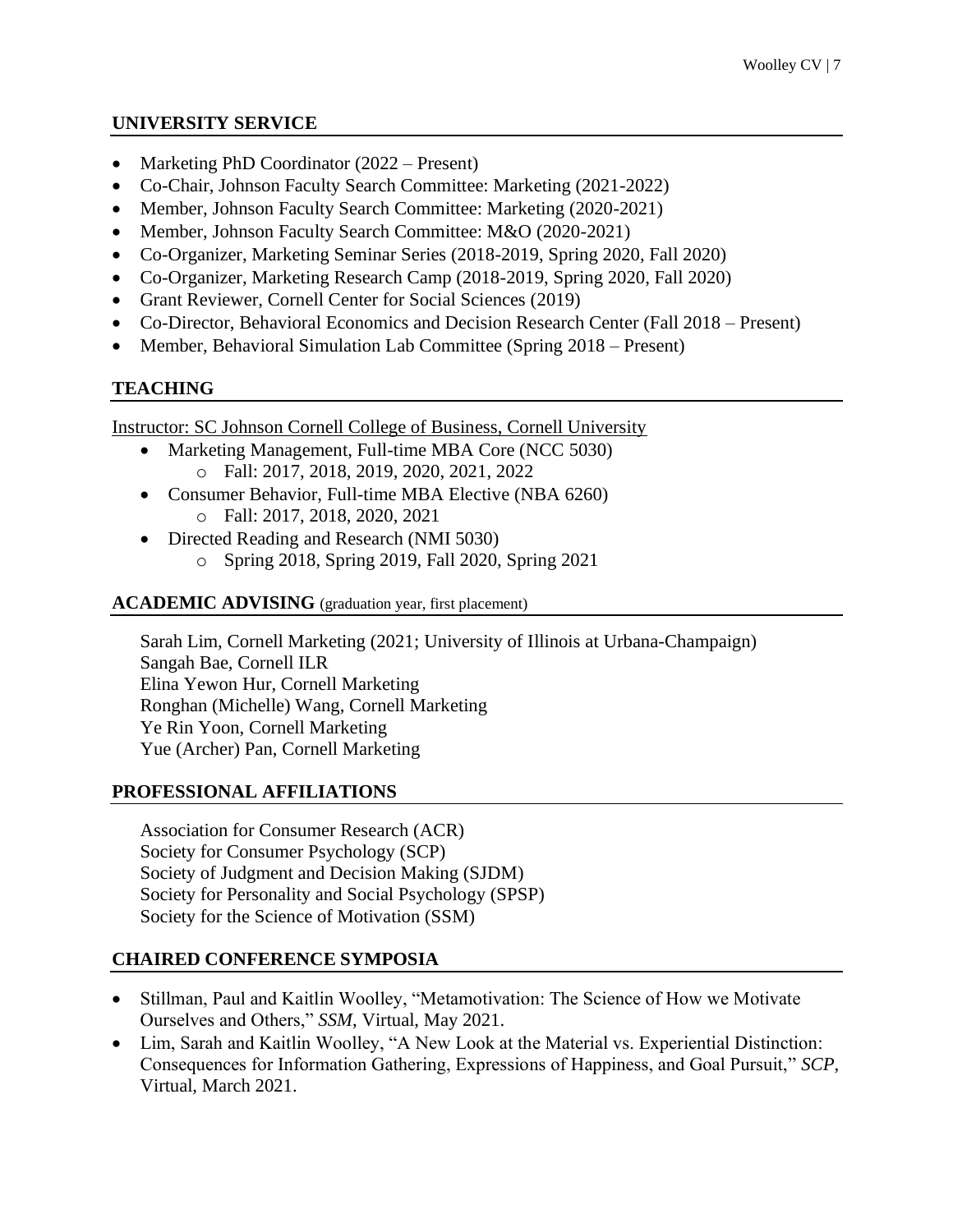## UNIVERSITY SERVICE

- Marketing PhD Coordinator (2022 – Present)
- Co-Chair, Johnson Faculty Search Committee: Marketing (2021-2022)
- Member, Johnson Faculty Search Committee: Marketing (2020-2021)
- Member, Johnson Faculty Search Committee: M&O (2020-2021)
- Co-Organizer, Marketing Seminar Series (2018-2019, Spring 2020, Fall 2020)
- Co-Organizer, Marketing Research Camp (2018-2019, Spring 2020, Fall 2020)
- Grant Reviewer, Cornell Center for Social Sciences (2019)
- Co-Director, Behavioral Economics and Decision Research Center (Fall 2018 – Present)
- Member, Behavioral Simulation Lab Committee (Spring 2018 – Present)

## TEACHING

Instructor: SC Johnson Cornell College of Business, Cornell University

- Marketing Management, Full-time MBA Core (NCC 5030)
  - Fall: 2017, 2018, 2019, 2020, 2021, 2022
- Consumer Behavior, Full-time MBA Elective (NBA 6260)
  - Fall: 2017, 2018, 2020, 2021
- Directed Reading and Research (NMI 5030)
  - Spring 2018, Spring 2019, Fall 2020, Spring 2021

## ACADEMIC ADVISING (graduation year, first placement)

Sarah Lim, Cornell Marketing (2021; University of Illinois at Urbana-Champaign)
Sangah Bae, Cornell ILR
Elina Yewon Hur, Cornell Marketing
Ronghan (Michelle) Wang, Cornell Marketing
Ye Rin Yoon, Cornell Marketing
Yue (Archer) Pan, Cornell Marketing

## PROFESSIONAL AFFILIATIONS

Association for Consumer Research (ACR)
Society for Consumer Psychology (SCP)
Society of Judgment and Decision Making (SJDM)
Society for Personality and Social Psychology (SPSP)
Society for the Science of Motivation (SSM)

## CHAIRED CONFERENCE SYMPOSIA

- Stillman, Paul and Kaitlin Woolley, "Metamotivation: The Science of How we Motivate Ourselves and Others," *SSM*, Virtual, May 2021.
- Lim, Sarah and Kaitlin Woolley, "A New Look at the Material vs. Experiential Distinction: Consequences for Information Gathering, Expressions of Happiness, and Goal Pursuit," *SCP*, Virtual, March 2021.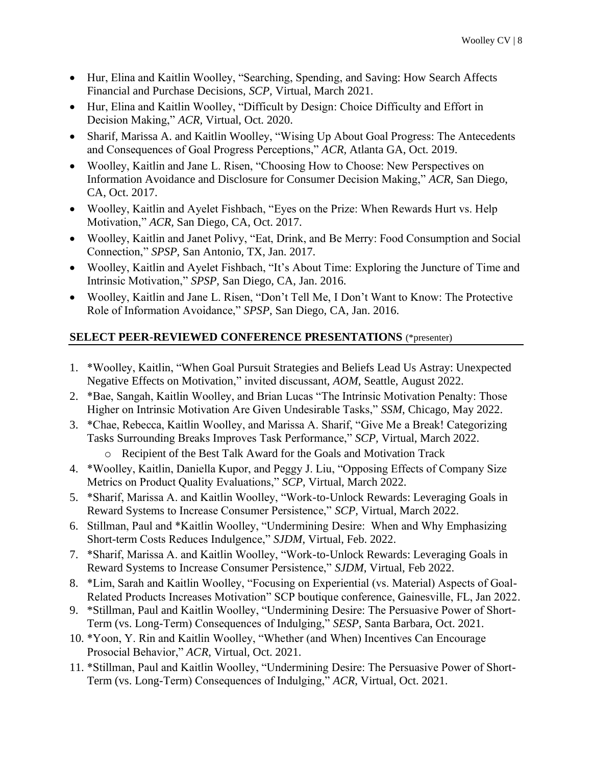- Hur, Elina and Kaitlin Woolley, "Searching, Spending, and Saving: How Search Affects Financial and Purchase Decisions, *SCP*, Virtual, March 2021.
- Hur, Elina and Kaitlin Woolley, "Difficult by Design: Choice Difficulty and Effort in Decision Making," *ACR*, Virtual, Oct. 2020.
- Sharif, Marissa A. and Kaitlin Woolley, "Wising Up About Goal Progress: The Antecedents and Consequences of Goal Progress Perceptions," *ACR*, Atlanta GA, Oct. 2019.
- Woolley, Kaitlin and Jane L. Risen, "Choosing How to Choose: New Perspectives on Information Avoidance and Disclosure for Consumer Decision Making," *ACR*, San Diego, CA, Oct. 2017.
- Woolley, Kaitlin and Ayelet Fishbach, "Eyes on the Prize: When Rewards Hurt vs. Help Motivation," *ACR*, San Diego, CA, Oct. 2017.
- Woolley, Kaitlin and Janet Polivy, "Eat, Drink, and Be Merry: Food Consumption and Social Connection," *SPSP*, San Antonio, TX, Jan. 2017.
- Woolley, Kaitlin and Ayelet Fishbach, "It's About Time: Exploring the Juncture of Time and Intrinsic Motivation," *SPSP*, San Diego, CA, Jan. 2016.
- Woolley, Kaitlin and Jane L. Risen, "Don't Tell Me, I Don't Want to Know: The Protective Role of Information Avoidance," *SPSP*, San Diego, CA, Jan. 2016.

## SELECT PEER-REVIEWED CONFERENCE PRESENTATIONS (*presenter)

1. *Woolley, Kaitlin, "When Goal Pursuit Strategies and Beliefs Lead Us Astray: Unexpected Negative Effects on Motivation," invited discussant, *AOM*, Seattle, August 2022.
2. *Bae, Sangah, Kaitlin Woolley, and Brian Lucas "The Intrinsic Motivation Penalty: Those Higher on Intrinsic Motivation Are Given Undesirable Tasks," *SSM*, Chicago, May 2022.
3. *Chae, Rebecca, Kaitlin Woolley, and Marissa A. Sharif, "Give Me a Break! Categorizing Tasks Surrounding Breaks Improves Task Performance," *SCP*, Virtual, March 2022.
   - Recipient of the Best Talk Award for the Goals and Motivation Track
4. *Woolley, Kaitlin, Daniella Kupor, and Peggy J. Liu, "Opposing Effects of Company Size Metrics on Product Quality Evaluations," *SCP*, Virtual, March 2022.
5. *Sharif, Marissa A. and Kaitlin Woolley, "Work-to-Unlock Rewards: Leveraging Goals in Reward Systems to Increase Consumer Persistence," *SCP*, Virtual, March 2022.
6. Stillman, Paul and *Kaitlin Woolley, "Undermining Desire: When and Why Emphasizing Short-term Costs Reduces Indulgence," *SJDM*, Virtual, Feb. 2022.
7. *Sharif, Marissa A. and Kaitlin Woolley, "Work-to-Unlock Rewards: Leveraging Goals in Reward Systems to Increase Consumer Persistence," *SJDM*, Virtual, Feb 2022.
8. *Lim, Sarah and Kaitlin Woolley, "Focusing on Experiential (vs. Material) Aspects of Goal-Related Products Increases Motivation" SCP boutique conference, Gainesville, FL, Jan 2022.
9. *Stillman, Paul and Kaitlin Woolley, "Undermining Desire: The Persuasive Power of Short-Term (vs. Long-Term) Consequences of Indulging," *SESP*, Santa Barbara, Oct. 2021.
10. *Yoon, Y. Rin and Kaitlin Woolley, "Whether (and When) Incentives Can Encourage Prosocial Behavior," *ACR*, Virtual, Oct. 2021.
11. *Stillman, Paul and Kaitlin Woolley, "Undermining Desire: The Persuasive Power of Short-Term (vs. Long-Term) Consequences of Indulging," *ACR*, Virtual, Oct. 2021.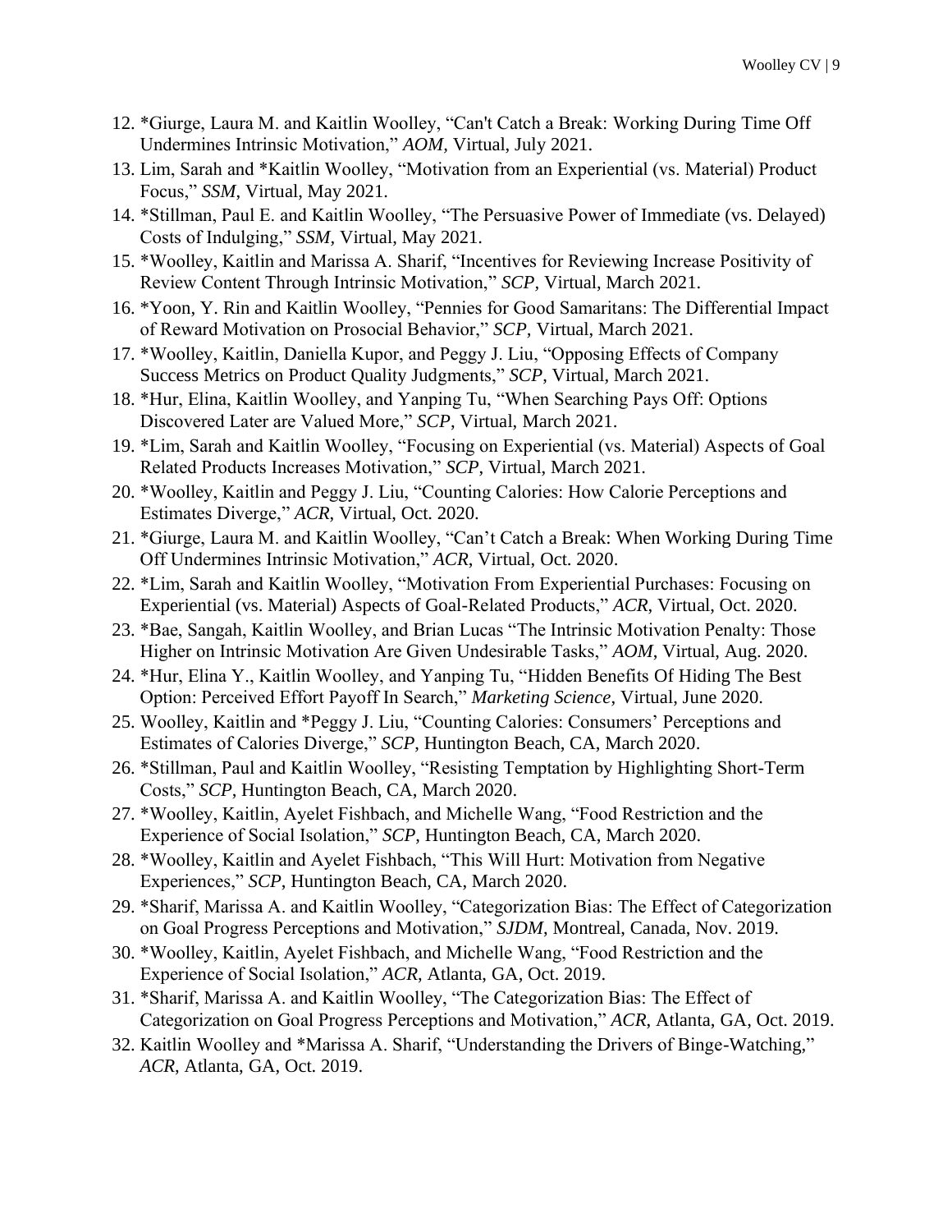12. *Giurge, Laura M. and Kaitlin Woolley, "Can't Catch a Break: Working During Time Off Undermines Intrinsic Motivation," *AOM*, Virtual, July 2021.
13. Lim, Sarah and *Kaitlin Woolley, "Motivation from an Experiential (vs. Material) Product Focus," *SSM*, Virtual, May 2021.
14. *Stillman, Paul E. and Kaitlin Woolley, "The Persuasive Power of Immediate (vs. Delayed) Costs of Indulging," *SSM*, Virtual, May 2021.
15. *Woolley, Kaitlin and Marissa A. Sharif, "Incentives for Reviewing Increase Positivity of Review Content Through Intrinsic Motivation," *SCP*, Virtual, March 2021.
16. *Yoon, Y. Rin and Kaitlin Woolley, "Pennies for Good Samaritans: The Differential Impact of Reward Motivation on Prosocial Behavior," *SCP*, Virtual, March 2021.
17. *Woolley, Kaitlin, Daniella Kupor, and Peggy J. Liu, "Opposing Effects of Company Success Metrics on Product Quality Judgments," *SCP*, Virtual, March 2021.
18. *Hur, Elina, Kaitlin Woolley, and Yanping Tu, "When Searching Pays Off: Options Discovered Later are Valued More," *SCP*, Virtual, March 2021.
19. *Lim, Sarah and Kaitlin Woolley, "Focusing on Experiential (vs. Material) Aspects of Goal Related Products Increases Motivation," *SCP*, Virtual, March 2021.
20. *Woolley, Kaitlin and Peggy J. Liu, "Counting Calories: How Calorie Perceptions and Estimates Diverge," *ACR*, Virtual, Oct. 2020.
21. *Giurge, Laura M. and Kaitlin Woolley, "Can't Catch a Break: When Working During Time Off Undermines Intrinsic Motivation," *ACR*, Virtual, Oct. 2020.
22. *Lim, Sarah and Kaitlin Woolley, "Motivation From Experiential Purchases: Focusing on Experiential (vs. Material) Aspects of Goal-Related Products," *ACR*, Virtual, Oct. 2020.
23. *Bae, Sangah, Kaitlin Woolley, and Brian Lucas "The Intrinsic Motivation Penalty: Those Higher on Intrinsic Motivation Are Given Undesirable Tasks," *AOM*, Virtual, Aug. 2020.
24. *Hur, Elina Y., Kaitlin Woolley, and Yanping Tu, "Hidden Benefits Of Hiding The Best Option: Perceived Effort Payoff In Search," *Marketing Science*, Virtual, June 2020.
25. Woolley, Kaitlin and *Peggy J. Liu, "Counting Calories: Consumers' Perceptions and Estimates of Calories Diverge," *SCP*, Huntington Beach, CA, March 2020.
26. *Stillman, Paul and Kaitlin Woolley, "Resisting Temptation by Highlighting Short-Term Costs," *SCP*, Huntington Beach, CA, March 2020.
27. *Woolley, Kaitlin, Ayelet Fishbach, and Michelle Wang, "Food Restriction and the Experience of Social Isolation," *SCP*, Huntington Beach, CA, March 2020.
28. *Woolley, Kaitlin and Ayelet Fishbach, "This Will Hurt: Motivation from Negative Experiences," *SCP*, Huntington Beach, CA, March 2020.
29. *Sharif, Marissa A. and Kaitlin Woolley, "Categorization Bias: The Effect of Categorization on Goal Progress Perceptions and Motivation," *SJDM*, Montreal, Canada, Nov. 2019.
30. *Woolley, Kaitlin, Ayelet Fishbach, and Michelle Wang, "Food Restriction and the Experience of Social Isolation," *ACR*, Atlanta, GA, Oct. 2019.
31. *Sharif, Marissa A. and Kaitlin Woolley, "The Categorization Bias: The Effect of Categorization on Goal Progress Perceptions and Motivation," *ACR*, Atlanta, GA, Oct. 2019.
32. Kaitlin Woolley and *Marissa A. Sharif, "Understanding the Drivers of Binge-Watching," *ACR*, Atlanta, GA, Oct. 2019.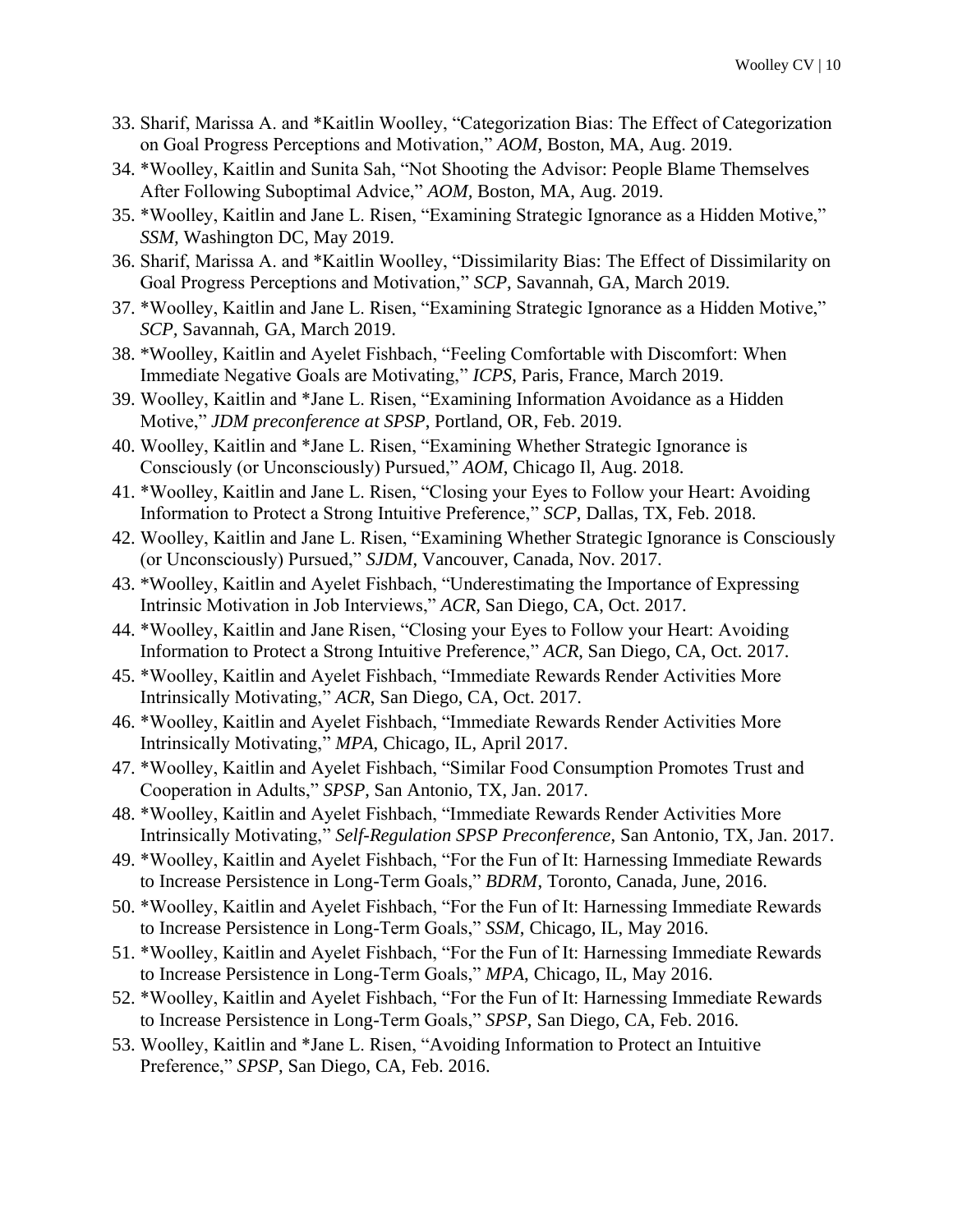33. Sharif, Marissa A. and *Kaitlin Woolley, "Categorization Bias: The Effect of Categorization on Goal Progress Perceptions and Motivation," *AOM*, Boston, MA, Aug. 2019.
34. *Woolley, Kaitlin and Sunita Sah, "Not Shooting the Advisor: People Blame Themselves After Following Suboptimal Advice," *AOM*, Boston, MA, Aug. 2019.
35. *Woolley, Kaitlin and Jane L. Risen, "Examining Strategic Ignorance as a Hidden Motive," *SSM*, Washington DC, May 2019.
36. Sharif, Marissa A. and *Kaitlin Woolley, "Dissimilarity Bias: The Effect of Dissimilarity on Goal Progress Perceptions and Motivation," *SCP*, Savannah, GA, March 2019.
37. *Woolley, Kaitlin and Jane L. Risen, "Examining Strategic Ignorance as a Hidden Motive," *SCP*, Savannah, GA, March 2019.
38. *Woolley, Kaitlin and Ayelet Fishbach, "Feeling Comfortable with Discomfort: When Immediate Negative Goals are Motivating," *ICPS*, Paris, France, March 2019.
39. Woolley, Kaitlin and *Jane L. Risen, "Examining Information Avoidance as a Hidden Motive," *JDM preconference at SPSP*, Portland, OR, Feb. 2019.
40. Woolley, Kaitlin and *Jane L. Risen, "Examining Whether Strategic Ignorance is Consciously (or Unconsciously) Pursued," *AOM*, Chicago Il, Aug. 2018.
41. *Woolley, Kaitlin and Jane L. Risen, "Closing your Eyes to Follow your Heart: Avoiding Information to Protect a Strong Intuitive Preference," *SCP*, Dallas, TX, Feb. 2018.
42. Woolley, Kaitlin and Jane L. Risen, "Examining Whether Strategic Ignorance is Consciously (or Unconsciously) Pursued," *SJDM*, Vancouver, Canada, Nov. 2017.
43. *Woolley, Kaitlin and Ayelet Fishbach, "Underestimating the Importance of Expressing Intrinsic Motivation in Job Interviews," *ACR*, San Diego, CA, Oct. 2017.
44. *Woolley, Kaitlin and Jane Risen, "Closing your Eyes to Follow your Heart: Avoiding Information to Protect a Strong Intuitive Preference," *ACR*, San Diego, CA, Oct. 2017.
45. *Woolley, Kaitlin and Ayelet Fishbach, "Immediate Rewards Render Activities More Intrinsically Motivating," *ACR*, San Diego, CA, Oct. 2017.
46. *Woolley, Kaitlin and Ayelet Fishbach, "Immediate Rewards Render Activities More Intrinsically Motivating," *MPA*, Chicago, IL, April 2017.
47. *Woolley, Kaitlin and Ayelet Fishbach, "Similar Food Consumption Promotes Trust and Cooperation in Adults," *SPSP*, San Antonio, TX, Jan. 2017.
48. *Woolley, Kaitlin and Ayelet Fishbach, "Immediate Rewards Render Activities More Intrinsically Motivating," *Self-Regulation SPSP Preconference*, San Antonio, TX, Jan. 2017.
49. *Woolley, Kaitlin and Ayelet Fishbach, "For the Fun of It: Harnessing Immediate Rewards to Increase Persistence in Long-Term Goals," *BDRM*, Toronto, Canada, June, 2016.
50. *Woolley, Kaitlin and Ayelet Fishbach, "For the Fun of It: Harnessing Immediate Rewards to Increase Persistence in Long-Term Goals," *SSM*, Chicago, IL, May 2016.
51. *Woolley, Kaitlin and Ayelet Fishbach, "For the Fun of It: Harnessing Immediate Rewards to Increase Persistence in Long-Term Goals," *MPA*, Chicago, IL, May 2016.
52. *Woolley, Kaitlin and Ayelet Fishbach, "For the Fun of It: Harnessing Immediate Rewards to Increase Persistence in Long-Term Goals," *SPSP*, San Diego, CA, Feb. 2016.
53. Woolley, Kaitlin and *Jane L. Risen, "Avoiding Information to Protect an Intuitive Preference," *SPSP*, San Diego, CA, Feb. 2016.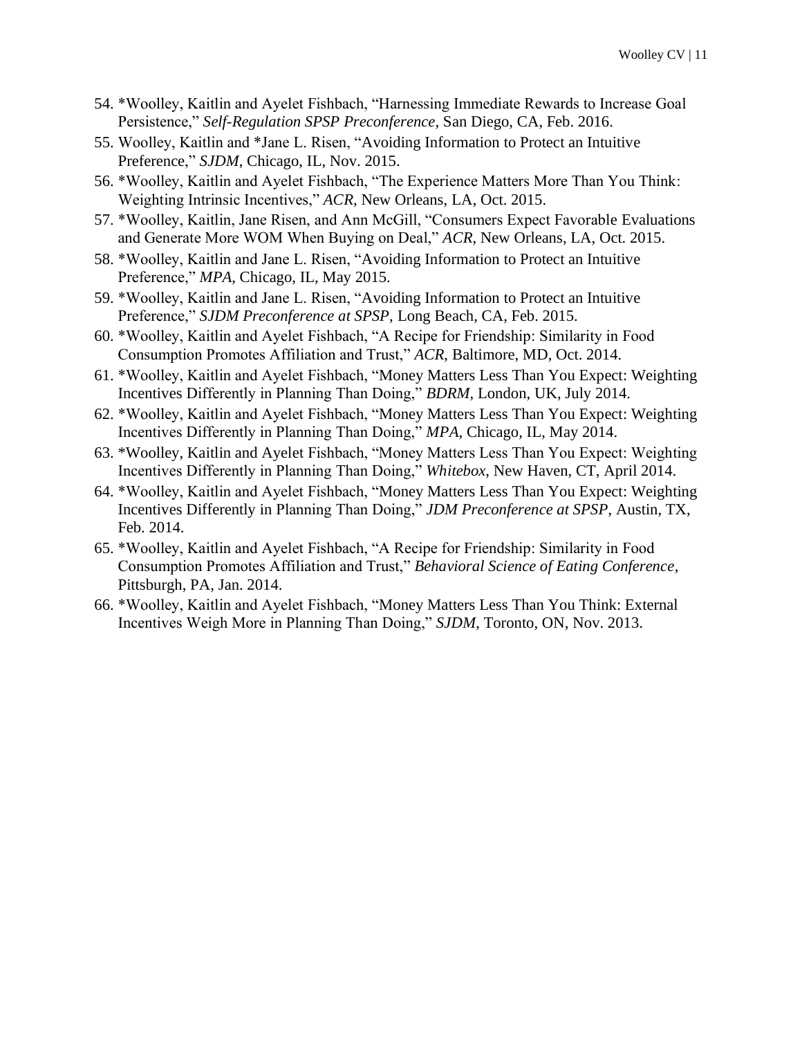54. *Woolley, Kaitlin and Ayelet Fishbach, "Harnessing Immediate Rewards to Increase Goal Persistence," *Self-Regulation SPSP Preconference*, San Diego, CA, Feb. 2016.
55. Woolley, Kaitlin and *Jane L. Risen, "Avoiding Information to Protect an Intuitive Preference," *SJDM*, Chicago, IL, Nov. 2015.
56. *Woolley, Kaitlin and Ayelet Fishbach, "The Experience Matters More Than You Think: Weighting Intrinsic Incentives," *ACR*, New Orleans, LA, Oct. 2015.
57. *Woolley, Kaitlin, Jane Risen, and Ann McGill, "Consumers Expect Favorable Evaluations and Generate More WOM When Buying on Deal," *ACR*, New Orleans, LA, Oct. 2015.
58. *Woolley, Kaitlin and Jane L. Risen, "Avoiding Information to Protect an Intuitive Preference," *MPA*, Chicago, IL, May 2015.
59. *Woolley, Kaitlin and Jane L. Risen, "Avoiding Information to Protect an Intuitive Preference," *SJDM Preconference at SPSP*, Long Beach, CA, Feb. 2015.
60. *Woolley, Kaitlin and Ayelet Fishbach, "A Recipe for Friendship: Similarity in Food Consumption Promotes Affiliation and Trust," *ACR*, Baltimore, MD, Oct. 2014.
61. *Woolley, Kaitlin and Ayelet Fishbach, "Money Matters Less Than You Expect: Weighting Incentives Differently in Planning Than Doing," *BDRM*, London, UK, July 2014.
62. *Woolley, Kaitlin and Ayelet Fishbach, "Money Matters Less Than You Expect: Weighting Incentives Differently in Planning Than Doing," *MPA*, Chicago, IL, May 2014.
63. *Woolley, Kaitlin and Ayelet Fishbach, "Money Matters Less Than You Expect: Weighting Incentives Differently in Planning Than Doing," *Whitebox*, New Haven, CT, April 2014.
64. *Woolley, Kaitlin and Ayelet Fishbach, "Money Matters Less Than You Expect: Weighting Incentives Differently in Planning Than Doing," *JDM Preconference at SPSP*, Austin, TX, Feb. 2014.
65. *Woolley, Kaitlin and Ayelet Fishbach, "A Recipe for Friendship: Similarity in Food Consumption Promotes Affiliation and Trust," *Behavioral Science of Eating Conference*, Pittsburgh, PA, Jan. 2014.
66. *Woolley, Kaitlin and Ayelet Fishbach, "Money Matters Less Than You Think: External Incentives Weigh More in Planning Than Doing," *SJDM*, Toronto, ON, Nov. 2013.